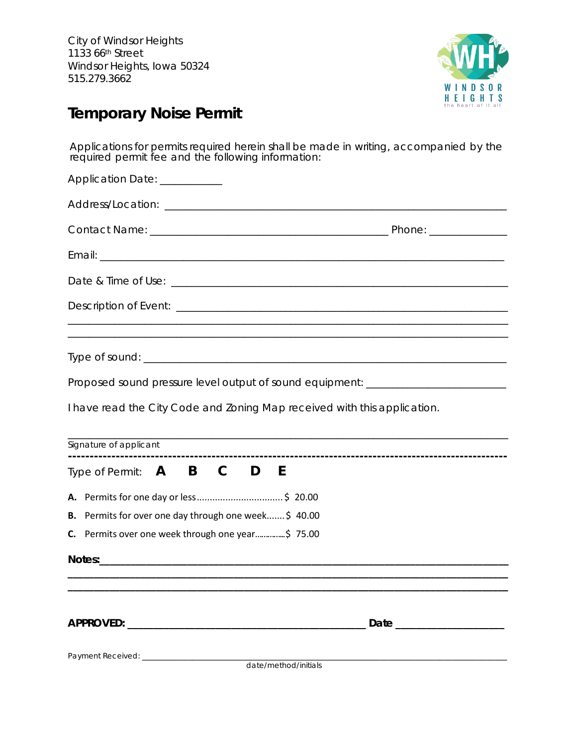City of Windsor Heights
1133 66th Street
Windsor Heights, Iowa 50324
515.279.3662

WINDSOR HEIGHTS
the heart of it all

# Temporary Noise Permit

Applications for permits required herein shall be made in writing, accompanied by the required permit fee and the following information:

Application Date: ___________

Address/Location: ________________________________________________________________

Contact Name: ________________________________________ Phone: _____________

Email: ______________________________________________________________________

Date & Time of Use: ___________________________________________________________

Description of Event: __________________________________________________________

_____________________________________________________________________________

_____________________________________________________________________________

Type of sound: _______________________________________________________________

Proposed sound pressure level output of sound equipment: _______________________

I have read the City Code and Zoning Map received with this application.

_____________________________________________________________________________

Signature of applicant

---

Type of Permit: **A B C D E**

**A.** Permits for one day or less................................$ 20.00

**B.** Permits for over one day through one week.......$ 40.00

**C.** Permits over one week through one year..............$ 75.00

**Notes:**____________________________________________________________________

_____________________________________________________________________________

_____________________________________________________________________________

**APPROVED:** _________________________________________ **Date** ___________________

Payment Received: _____________________________________________________________
date/method/initials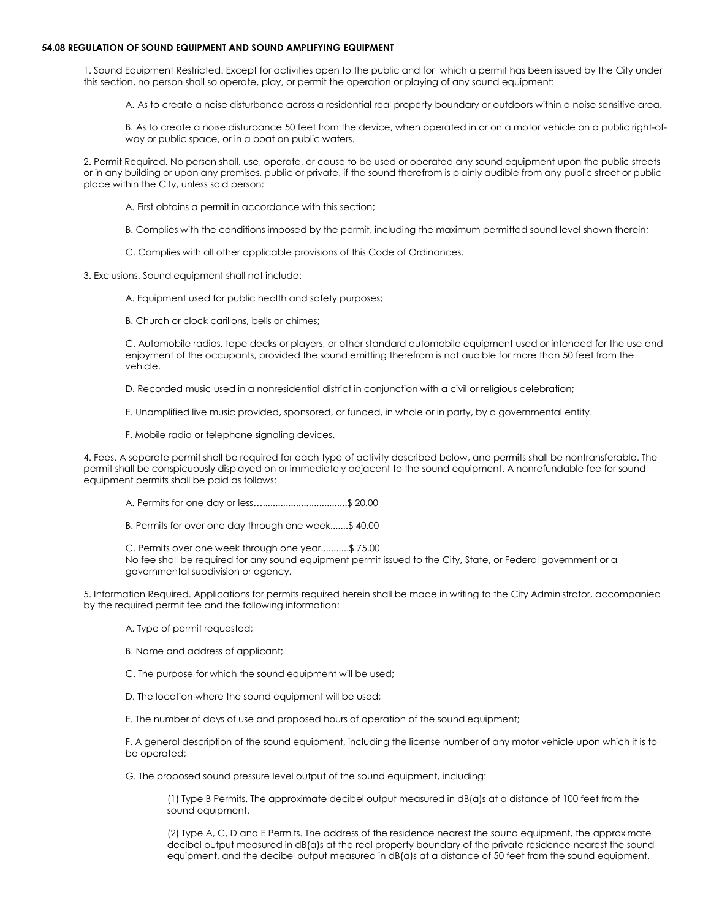**54.08 REGULATION OF SOUND EQUIPMENT AND SOUND AMPLIFYING EQUIPMENT**

1. Sound Equipment Restricted. Except for activities open to the public and for which a permit has been issued by the City under this section, no person shall so operate, play, or permit the operation or playing of any sound equipment:

    A. As to create a noise disturbance across a residential real property boundary or outdoors within a noise sensitive area.

    B. As to create a noise disturbance 50 feet from the device, when operated in or on a motor vehicle on a public right-of-way or public space, or in a boat on public waters.

2. Permit Required. No person shall, use, operate, or cause to be used or operated any sound equipment upon the public streets or in any building or upon any premises, public or private, if the sound therefrom is plainly audible from any public street or public place within the City, unless said person:

    A. First obtains a permit in accordance with this section;

    B. Complies with the conditions imposed by the permit, including the maximum permitted sound level shown therein;

    C. Complies with all other applicable provisions of this Code of Ordinances.

3. Exclusions. Sound equipment shall not include:

    A. Equipment used for public health and safety purposes;

    B. Church or clock carillons, bells or chimes;

    C. Automobile radios, tape decks or players, or other standard automobile equipment used or intended for the use and enjoyment of the occupants, provided the sound emitting therefrom is not audible for more than 50 feet from the vehicle.

    D. Recorded music used in a nonresidential district in conjunction with a civil or religious celebration;

    E. Unamplified live music provided, sponsored, or funded, in whole or in party, by a governmental entity.

    F. Mobile radio or telephone signaling devices.

4. Fees. A separate permit shall be required for each type of activity described below, and permits shall be nontransferable. The permit shall be conspicuously displayed on or immediately adjacent to the sound equipment. A nonrefundable fee for sound equipment permits shall be paid as follows:

    A. Permits for one day or less…...............................$ 20.00

    B. Permits for over one day through one week.......$ 40.00

    C. Permits over one week through one year...........$ 75.00
    No fee shall be required for any sound equipment permit issued to the City, State, or Federal government or a governmental subdivision or agency.

5. Information Required. Applications for permits required herein shall be made in writing to the City Administrator, accompanied by the required permit fee and the following information:

    A. Type of permit requested;

    B. Name and address of applicant;

    C. The purpose for which the sound equipment will be used;

    D. The location where the sound equipment will be used;

    E. The number of days of use and proposed hours of operation of the sound equipment;

    F. A general description of the sound equipment, including the license number of any motor vehicle upon which it is to be operated;

    G. The proposed sound pressure level output of the sound equipment, including:

        (1) Type B Permits. The approximate decibel output measured in dB(a)s at a distance of 100 feet from the sound equipment.

        (2) Type A, C, D and E Permits. The address of the residence nearest the sound equipment, the approximate decibel output measured in dB(a)s at the real property boundary of the private residence nearest the sound equipment, and the decibel output measured in dB(a)s at a distance of 50 feet from the sound equipment.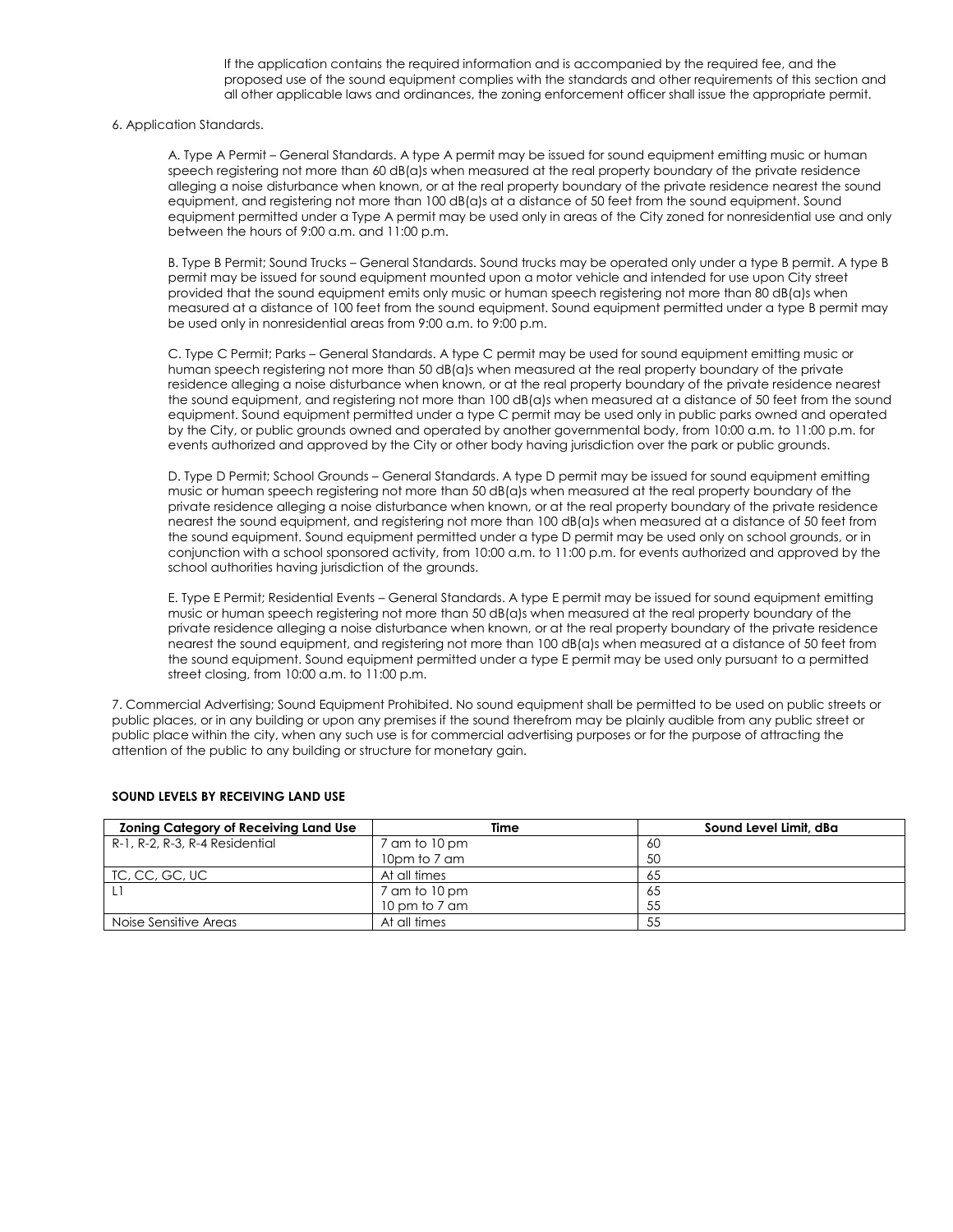If the application contains the required information and is accompanied by the required fee, and the proposed use of the sound equipment complies with the standards and other requirements of this section and all other applicable laws and ordinances, the zoning enforcement officer shall issue the appropriate permit.

6. Application Standards.

A. Type A Permit – General Standards. A type A permit may be issued for sound equipment emitting music or human speech registering not more than 60 dB(a)s when measured at the real property boundary of the private residence alleging a noise disturbance when known, or at the real property boundary of the private residence nearest the sound equipment, and registering not more than 100 dB(a)s at a distance of 50 feet from the sound equipment. Sound equipment permitted under a Type A permit may be used only in areas of the City zoned for nonresidential use and only between the hours of 9:00 a.m. and 11:00 p.m.

B. Type B Permit; Sound Trucks – General Standards. Sound trucks may be operated only under a type B permit. A type B permit may be issued for sound equipment mounted upon a motor vehicle and intended for use upon City street provided that the sound equipment emits only music or human speech registering not more than 80 dB(a)s when measured at a distance of 100 feet from the sound equipment. Sound equipment permitted under a type B permit may be used only in nonresidential areas from 9:00 a.m. to 9:00 p.m.

C. Type C Permit; Parks – General Standards. A type C permit may be used for sound equipment emitting music or human speech registering not more than 50 dB(a)s when measured at the real property boundary of the private residence alleging a noise disturbance when known, or at the real property boundary of the private residence nearest the sound equipment, and registering not more than 100 dB(a)s when measured at a distance of 50 feet from the sound equipment. Sound equipment permitted under a type C permit may be used only in public parks owned and operated by the City, or public grounds owned and operated by another governmental body, from 10:00 a.m. to 11:00 p.m. for events authorized and approved by the City or other body having jurisdiction over the park or public grounds.

D. Type D Permit; School Grounds – General Standards. A type D permit may be issued for sound equipment emitting music or human speech registering not more than 50 dB(a)s when measured at the real property boundary of the private residence alleging a noise disturbance when known, or at the real property boundary of the private residence nearest the sound equipment, and registering not more than 100 dB(a)s when measured at a distance of 50 feet from the sound equipment. Sound equipment permitted under a type D permit may be used only on school grounds, or in conjunction with a school sponsored activity, from 10:00 a.m. to 11:00 p.m. for events authorized and approved by the school authorities having jurisdiction of the grounds.

E. Type E Permit; Residential Events – General Standards. A type E permit may be issued for sound equipment emitting music or human speech registering not more than 50 dB(a)s when measured at the real property boundary of the private residence alleging a noise disturbance when known, or at the real property boundary of the private residence nearest the sound equipment, and registering not more than 100 dB(a)s when measured at a distance of 50 feet from the sound equipment. Sound equipment permitted under a type E permit may be used only pursuant to a permitted street closing, from 10:00 a.m. to 11:00 p.m.

7. Commercial Advertising; Sound Equipment Prohibited. No sound equipment shall be permitted to be used on public streets or public places, or in any building or upon any premises if the sound therefrom may be plainly audible from any public street or public place within the city, when any such use is for commercial advertising purposes or for the purpose of attracting the attention of the public to any building or structure for monetary gain.

**SOUND LEVELS BY RECEIVING LAND USE**

| Zoning Category of Receiving Land Use | Time | Sound Level Limit, dBa |
|---|---|---|
| R-1, R-2, R-3, R-4 Residential | 7 am to 10 pm | 60 |
| | 10pm to 7 am | 50 |
| TC, CC, GC, UC | At all times | 65 |
| LI | 7 am to 10 pm | 65 |
| | 10 pm to 7 am | 55 |
| Noise Sensitive Areas | At all times | 55 |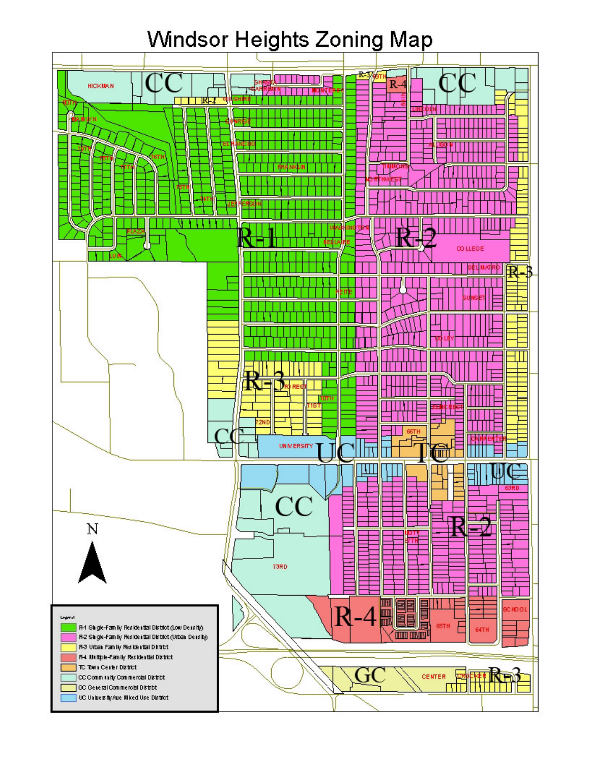# Windsor Heights Zoning Map

CC

CC

R-1

R-2

R-3

CC

UC

TC

UC

CC

R-2

R-4

GC

R-3

R-4

R-3

R-2

HICKMAN

SHASTA

GARRISON

MONTEREY

69TH

WILSHIRE

LINCOLN

SUNRISE

MARILYN

ELRANCHO

ALLISON

FRANKLIN

TIMMONS

NORTHWEST

JEFFERSON

PLAZA

WASHINGTON

BELLAIRE

COLLEGE

LUIN

DELMATRO

PETE

SUNSET

CULEY

FOREST

70TH

71ST

CRESCENT

72ND

66TH

CARPENTER

UNIVERSITY

63RD

73RD

SCHOOL

65TH

64TH

CENTER

CROCKER

N

Legend

R-1 Single-Family Residential District (Low Density)

R-2 Single-Family Residential District (Urban Density)

R-3 Urban Family Residential District

R-4 Multiple-Family Residential District

TC Town Center District

CC Community Commercial District

GC General Commercial District

UC University Ave Mixed Use District